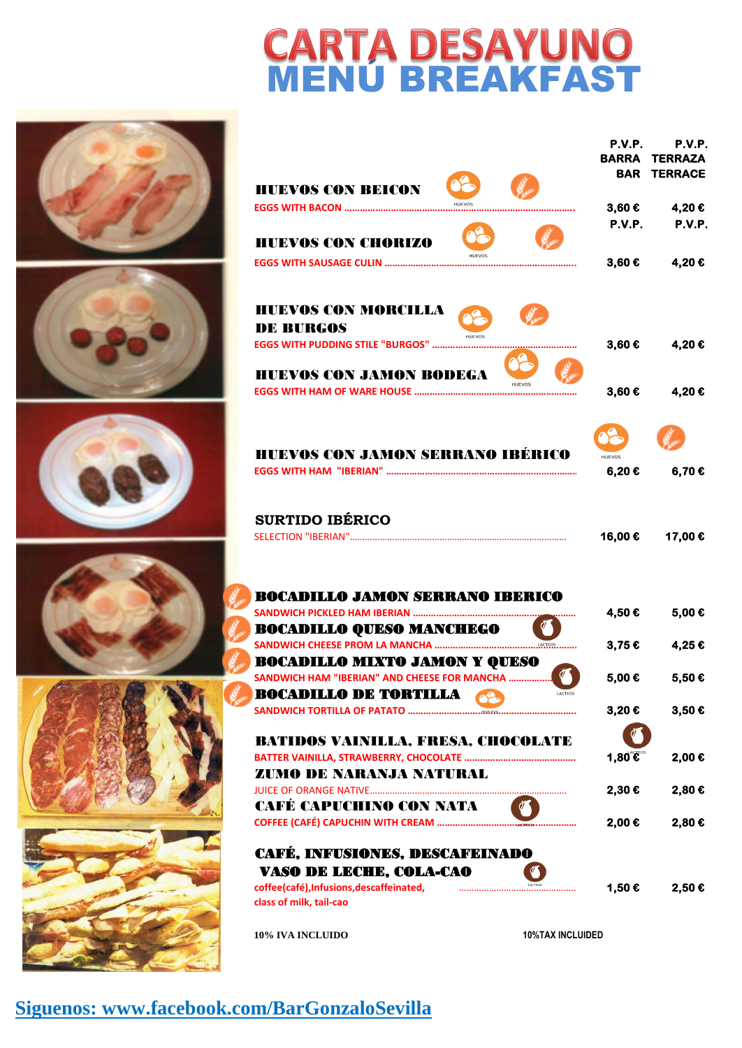# CARTA DESAYUNO
# MENÚ BREAKFAST

| | P.V.P. BARRA BAR | P.V.P. TERRAZA TERRACE |
|---|---|---|
| **HUEVOS CON BEICON**<br>EGGS WITH BACON | 3,60 € | 4,20 € |
| **HUEVOS CON CHORIZO**<br>EGGS WITH SAUSAGE CULIN | 3,60 € | 4,20 € |
| **HUEVOS CON MORCILLA DE BURGOS**<br>EGGS WITH PUDDING STILE "BURGOS" | 3,60 € | 4,20 € |
| **HUEVOS CON JAMON BODEGA**<br>EGGS WITH HAM OF WARE HOUSE | 3,60 € | 4,20 € |
| **HUEVOS CON JAMON SERRANO IBÉRICO**<br>EGGS WITH HAM "IBERIAN" | 6,20 € | 6,70 € |
| **SURTIDO IBÉRICO**<br>SELECTION "IBERIAN" | 16,00 € | 17,00 € |
| **BOCADILLO JAMON SERRANO IBERICO**<br>SANDWICH PICKLED HAM IBERIAN | 4,50 € | 5,00 € |
| **BOCADILLO QUESO MANCHEGO**<br>SANDWICH CHEESE PROM LA MANCHA | 3,75 € | 4,25 € |
| **BOCADILLO MIXTO JAMON Y QUESO**<br>SANDWICH HAM "IBERIAN" AND CHEESE FOR MANCHA | 5,00 € | 5,50 € |
| **BOCADILLO DE TORTILLA**<br>SANDWICH TORTILLA OF PATATO | 3,20 € | 3,50 € |
| **BATIDOS VAINILLA, FRESA, CHOCOLATE**<br>BATTER VAINILLA, STRAWBERRY, CHOCOLATE | 1,80 € | 2,00 € |
| **ZUMO DE NARANJA NATURAL**<br>JUICE OF ORANGE NATIVE | 2,30 € | 2,80 € |
| **CAFÉ CAPUCHINO CON NATA**<br>COFFEE (CAFÉ) CAPUCHIN WITH CREAM | 2,00 € | 2,80 € |
| **CAFÉ, INFUSIONES, DESCAFEINADO VASO DE LECHE, COLA-CAO**<br>coffee(café),Infusions,descaffeinated, class of milk, tail-cao | 1,50 € | 2,50 € |

10% IVA INCLUIDO — 10%TAX INCLUIDED

Siguenos: www.facebook.com/BarGonzaloSevilla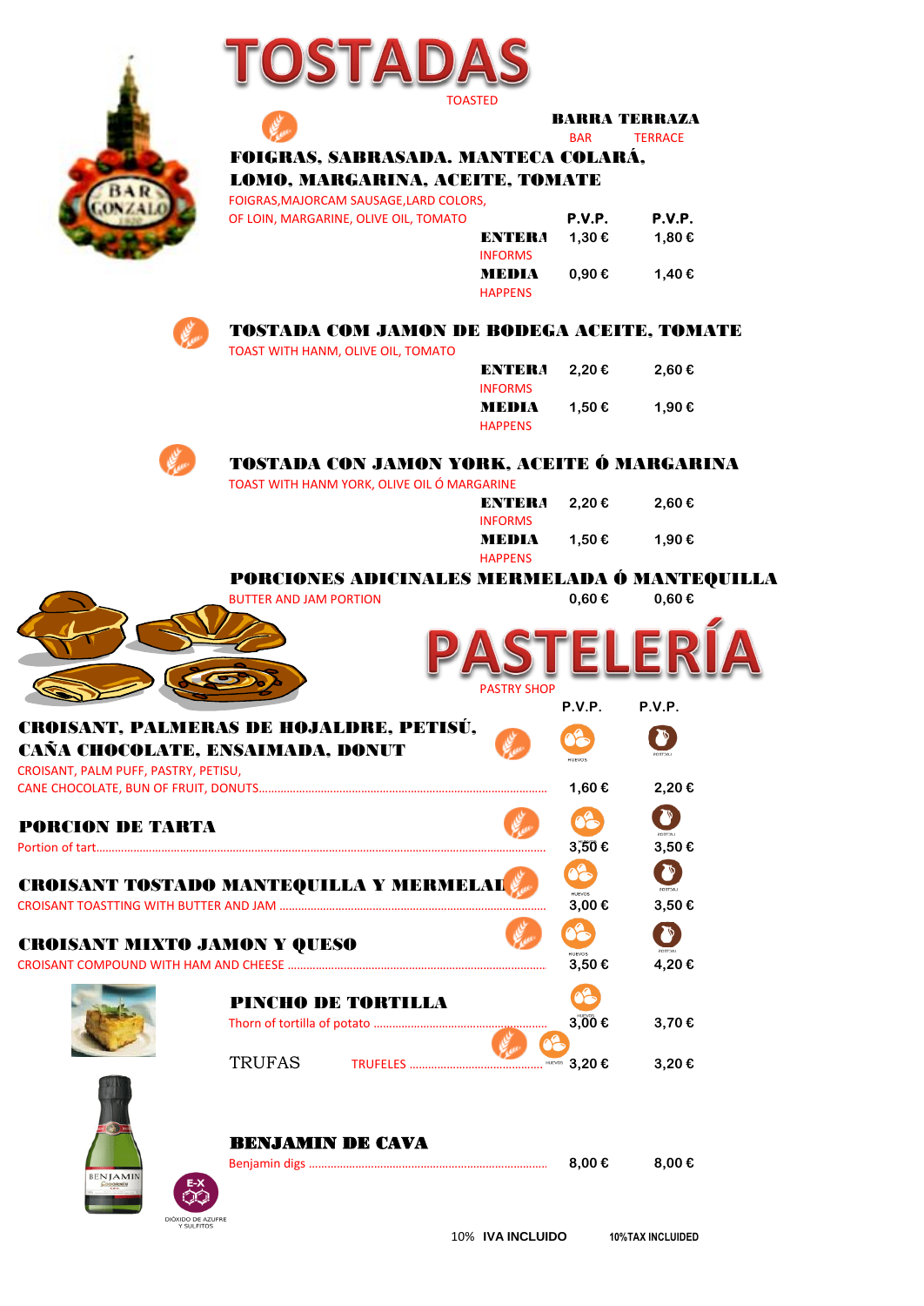# TOSTADAS

TOASTED

| | | BARRA<br>BAR | TERRAZA<br>TERRACE |
|---|---|---|---|
| **FOIGRAS, SABRASADA. MANTECA COLARÁ, LOMO, MARGARINA, ACEITE, TOMATE**<br>FOIGRAS,MAJORCAM SAUSAGE,LARD COLORS, OF LOIN, MARGARINE, OLIVE OIL, TOMATO | | P.V.P. | P.V.P. |
| | **ENTERA**<br>INFORMS | 1,30 € | 1,80 € |
| | **MEDIA**<br>HAPPENS | 0,90 € | 1,40 € |
| **TOSTADA COM JAMON DE BODEGA ACEITE, TOMATE**<br>TOAST WITH HANM, OLIVE OIL, TOMATO | | | |
| | **ENTERA**<br>INFORMS | 2,20 € | 2,60 € |
| | **MEDIA**<br>HAPPENS | 1,50 € | 1,90 € |
| **TOSTADA CON JAMON YORK, ACEITE Ó MARGARINA**<br>TOAST WITH HANM YORK, OLIVE OIL Ó MARGARINE | | | |
| | **ENTERA**<br>INFORMS | 2,20 € | 2,60 € |
| | **MEDIA**<br>HAPPENS | 1,50 € | 1,90 € |
| **PORCIONES ADICINALES MERMELADA Ó MANTEQUILLA**<br>BUTTER AND JAM PORTION | | 0,60 € | 0,60 € |

# PASTELERÍA

PASTRY SHOP

| | P.V.P. | P.V.P. |
|---|---|---|
| **CROISANT, PALMERAS DE HOJALDRE, PETISÚ, CAÑA CHOCOLATE, ENSAIMADA, DONUT**<br>CROISANT, PALM PUFF, PASTRY, PETISU, CANE CHOCOLATE, BUN OF FRUIT, DONUTS | 1,60 € | 2,20 € |
| **PORCION DE TARTA**<br>Portion of tart | 3,50 € | 3,50 € |
| **CROISANT TOSTADO MANTEQUILLA Y MERMELADA**<br>CROISANT TOASTTING WITH BUTTER AND JAM | 3,00 € | 3,50 € |
| **CROISANT MIXTO JAMON Y QUESO**<br>CROISANT COMPOUND WITH HAM AND CHEESE | 3,50 € | 4,20 € |
| **PINCHO DE TORTILLA**<br>Thorn of tortilla of potato | 3,00 € | 3,70 € |
| TRUFAS — TRUFELES | 3,20 € | 3,20 € |
| **BENJAMIN DE CAVA**<br>Benjamin digs | 8,00 € | 8,00 € |

DIÓXIDO DE AZUFRE Y SULFITOS

10% **IVA INCLUIDO** **10%TAX INCLUIDED**